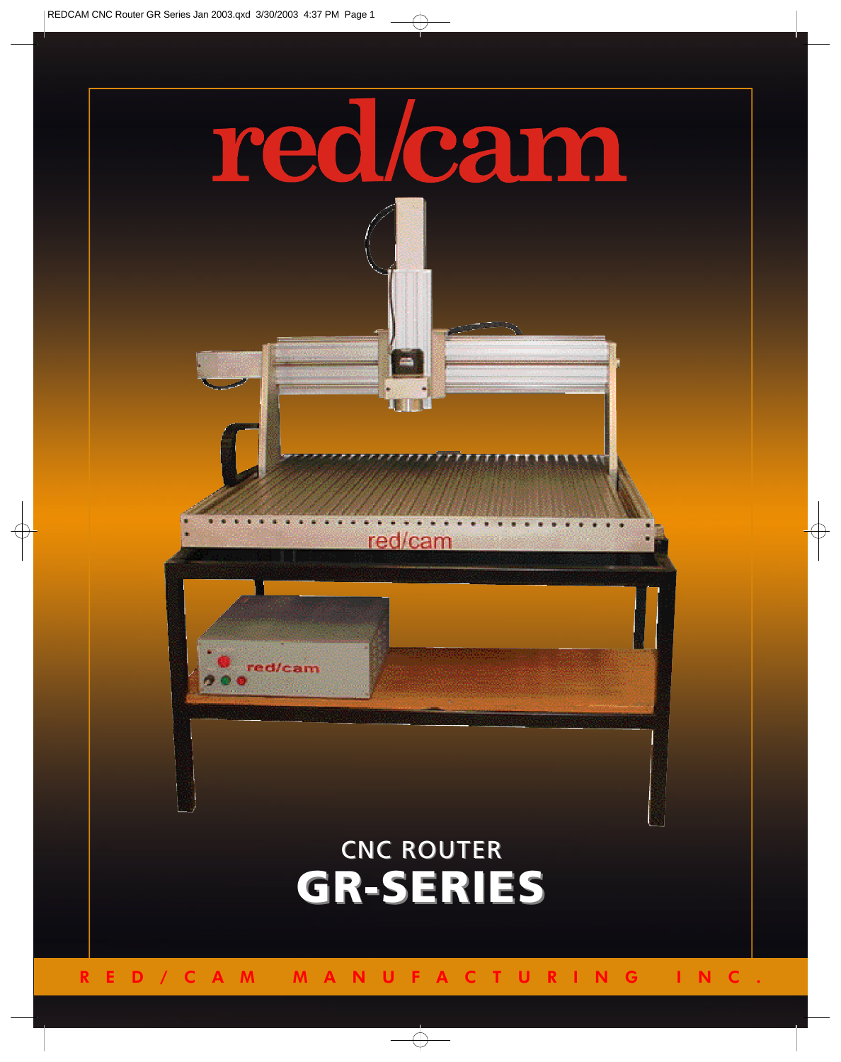# red/cam

## CNC ROUTER

# GR-SERIES

RED/CAM MANUFACTURING INC.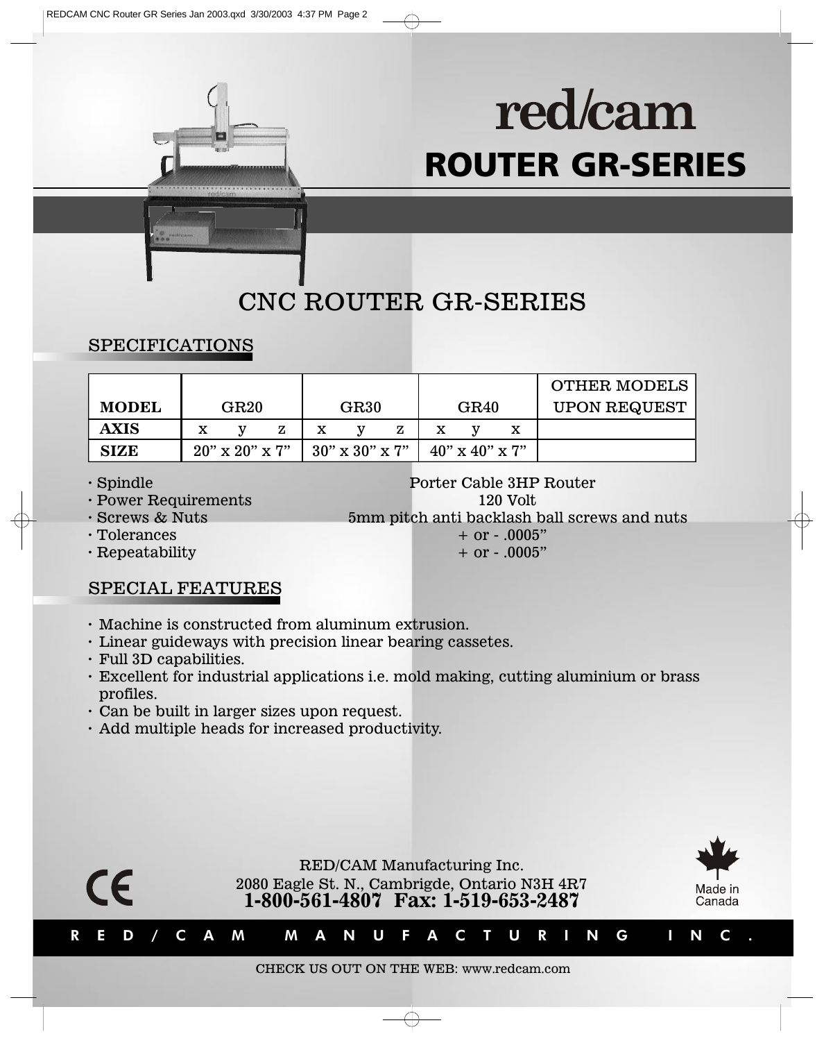# red/cam

# ROUTER GR-SERIES

## CNC ROUTER GR-SERIES

### SPECIFICATIONS

| MODEL | GR20 | GR30 | GR40 | OTHER MODELS UPON REQUEST |
|---|---|---|---|---|
| **AXIS** | x y z | x y z | x y x | |
| **SIZE** | 20" x 20" x 7" | 30" x 30" x 7" | 40" x 40" x 7" | |

- Spindle — Porter Cable 3HP Router
- Power Requirements — 120 Volt
- Screws & Nuts — 5mm pitch anti backlash ball screws and nuts
- Tolerances — + or - .0005"
- Repeatability — + or - .0005"

### SPECIAL FEATURES

- Machine is constructed from aluminum extrusion.
- Linear guideways with precision linear bearing cassetes.
- Full 3D capabilities.
- Excellent for industrial applications i.e. mold making, cutting aluminium or brass profiles.
- Can be built in larger sizes upon request.
- Add multiple heads for increased productivity.

CE

RED/CAM Manufacturing Inc.
2080 Eagle St. N., Cambrigde, Ontario N3H 4R7
**1-800-561-4807 Fax: 1-519-653-2487**

Made in Canada

R E D / C A M M A N U F A C T U R I N G I N C .

CHECK US OUT ON THE WEB: www.redcam.com